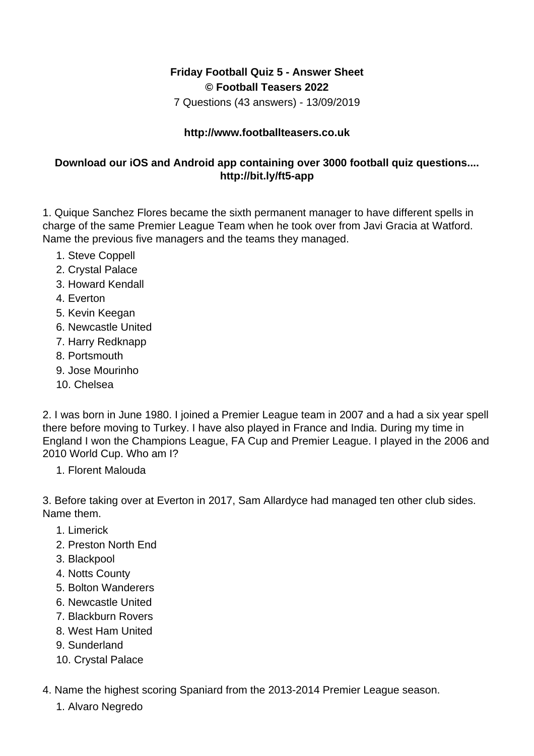**Friday Football Quiz 5 - Answer Sheet**
**© Football Teasers 2022**
7 Questions (43 answers) - 13/09/2019

**http://www.footballteasers.co.uk**

**Download our iOS and Android app containing over 3000 football quiz questions.... http://bit.ly/ft5-app**

1. Quique Sanchez Flores became the sixth permanent manager to have different spells in charge of the same Premier League Team when he took over from Javi Gracia at Watford. Name the previous five managers and the teams they managed.

1. Steve Coppell
2. Crystal Palace
3. Howard Kendall
4. Everton
5. Kevin Keegan
6. Newcastle United
7. Harry Redknapp
8. Portsmouth
9. Jose Mourinho
10. Chelsea

2. I was born in June 1980. I joined a Premier League team in 2007 and a had a six year spell there before moving to Turkey. I have also played in France and India. During my time in England I won the Champions League, FA Cup and Premier League. I played in the 2006 and 2010 World Cup. Who am I?

1. Florent Malouda

3. Before taking over at Everton in 2017, Sam Allardyce had managed ten other club sides. Name them.

1. Limerick
2. Preston North End
3. Blackpool
4. Notts County
5. Bolton Wanderers
6. Newcastle United
7. Blackburn Rovers
8. West Ham United
9. Sunderland
10. Crystal Palace

4. Name the highest scoring Spaniard from the 2013-2014 Premier League season.

1. Alvaro Negredo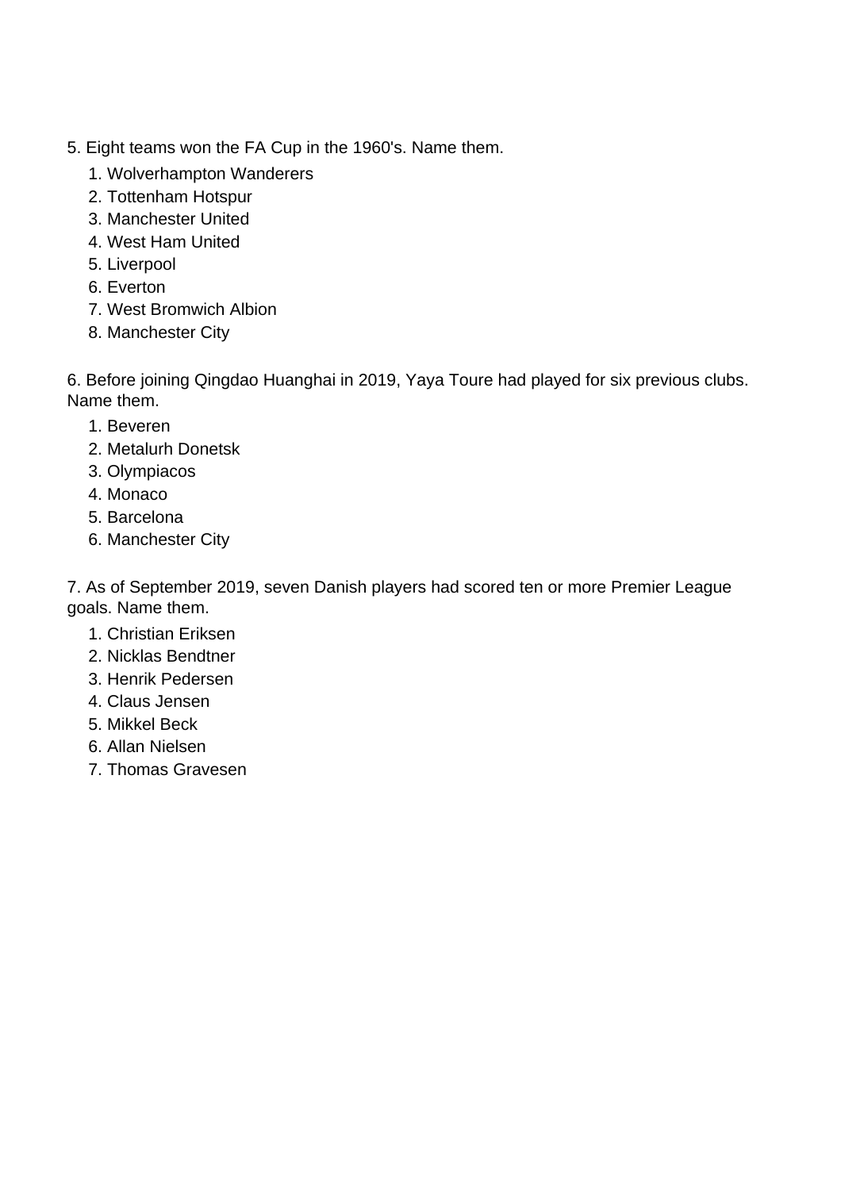5. Eight teams won the FA Cup in the 1960's. Name them.

1. Wolverhampton Wanderers
2. Tottenham Hotspur
3. Manchester United
4. West Ham United
5. Liverpool
6. Everton
7. West Bromwich Albion
8. Manchester City

6. Before joining Qingdao Huanghai in 2019, Yaya Toure had played for six previous clubs. Name them.

1. Beveren
2. Metalurh Donetsk
3. Olympiacos
4. Monaco
5. Barcelona
6. Manchester City

7. As of September 2019, seven Danish players had scored ten or more Premier League goals. Name them.

1. Christian Eriksen
2. Nicklas Bendtner
3. Henrik Pedersen
4. Claus Jensen
5. Mikkel Beck
6. Allan Nielsen
7. Thomas Gravesen